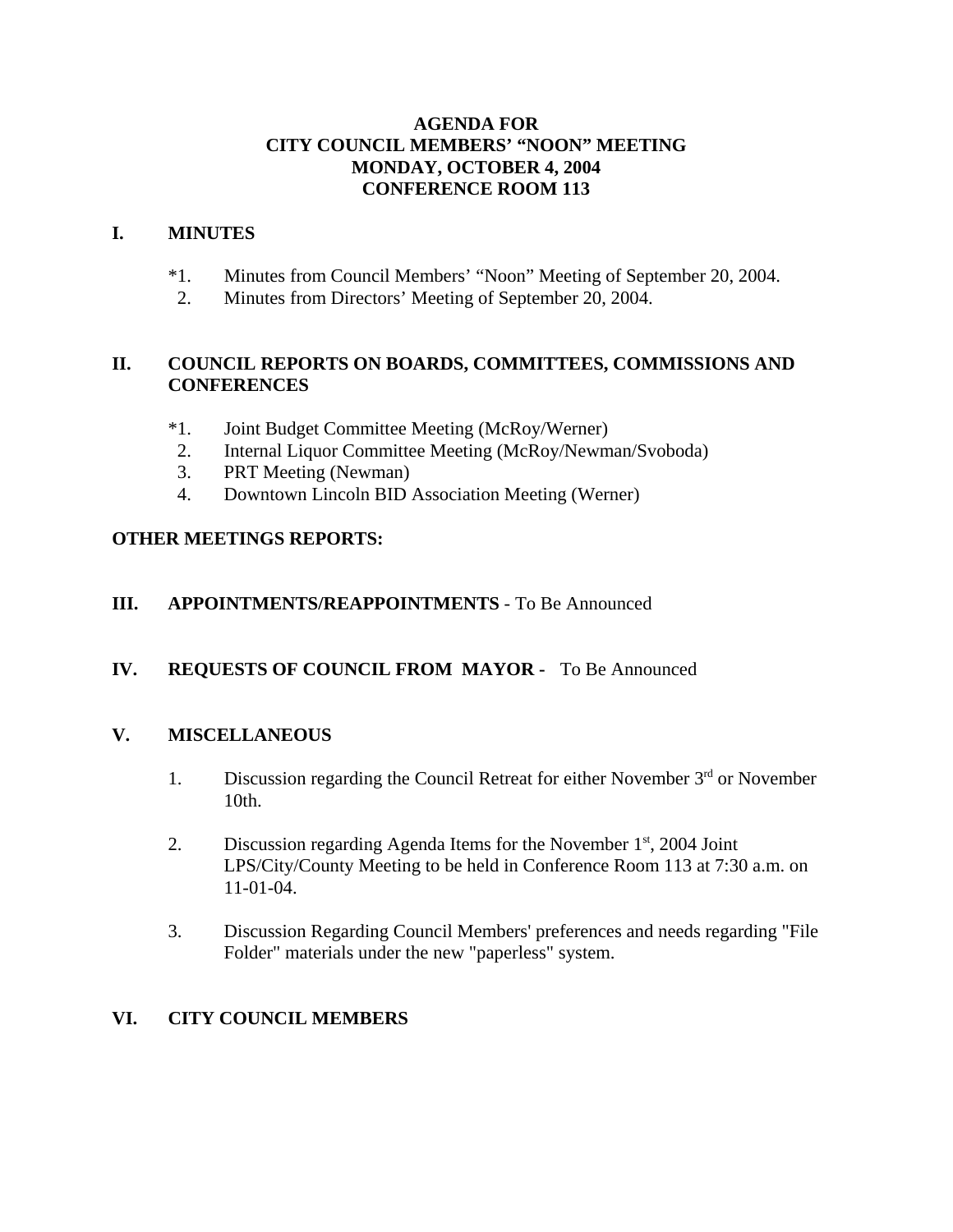# AGENDA FOR
# CITY COUNCIL MEMBERS' "NOON" MEETING
# MONDAY, OCTOBER 4, 2004
# CONFERENCE ROOM 113

## I. MINUTES

*1. Minutes from Council Members' "Noon" Meeting of September 20, 2004.
 2. Minutes from Directors' Meeting of September 20, 2004.

## II. COUNCIL REPORTS ON BOARDS, COMMITTEES, COMMISSIONS AND CONFERENCES

*1. Joint Budget Committee Meeting (McRoy/Werner)
 2. Internal Liquor Committee Meeting (McRoy/Newman/Svoboda)
 3. PRT Meeting (Newman)
 4. Downtown Lincoln BID Association Meeting (Werner)

## OTHER MEETINGS REPORTS:

## III. APPOINTMENTS/REAPPOINTMENTS - To Be Announced

## IV. REQUESTS OF COUNCIL FROM MAYOR - To Be Announced

## V. MISCELLANEOUS

1. Discussion regarding the Council Retreat for either November 3rd or November 10th.

2. Discussion regarding Agenda Items for the November 1st, 2004 Joint LPS/City/County Meeting to be held in Conference Room 113 at 7:30 a.m. on 11-01-04.

3. Discussion Regarding Council Members' preferences and needs regarding "File Folder" materials under the new "paperless" system.

## VI. CITY COUNCIL MEMBERS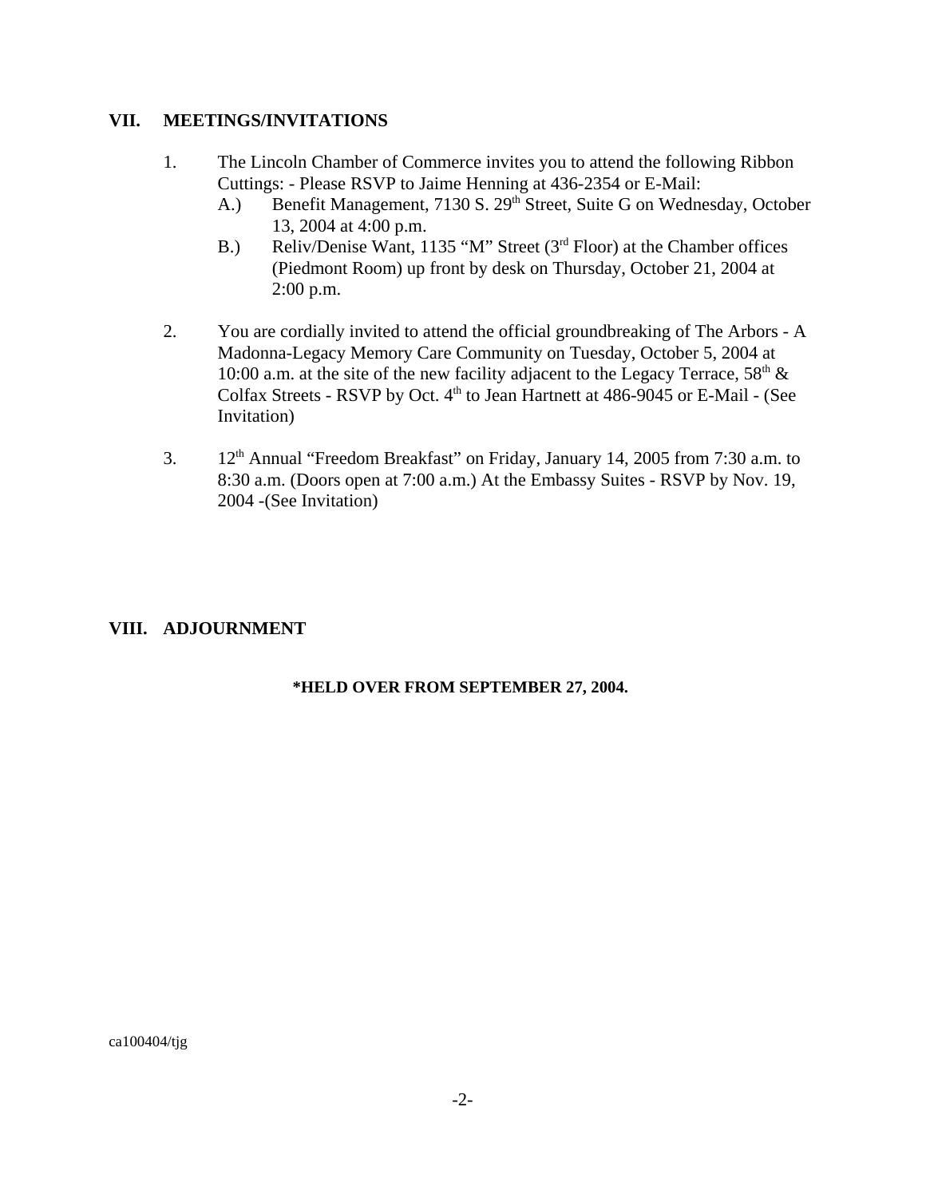## VII. MEETINGS/INVITATIONS

1. The Lincoln Chamber of Commerce invites you to attend the following Ribbon Cuttings: - Please RSVP to Jaime Henning at 436-2354 or E-Mail:
   A.) Benefit Management, 7130 S. 29th Street, Suite G on Wednesday, October 13, 2004 at 4:00 p.m.
   B.) Reliv/Denise Want, 1135 "M" Street (3rd Floor) at the Chamber offices (Piedmont Room) up front by desk on Thursday, October 21, 2004 at 2:00 p.m.

2. You are cordially invited to attend the official groundbreaking of The Arbors - A Madonna-Legacy Memory Care Community on Tuesday, October 5, 2004 at 10:00 a.m. at the site of the new facility adjacent to the Legacy Terrace, 58th & Colfax Streets - RSVP by Oct. 4th to Jean Hartnett at 486-9045 or E-Mail - (See Invitation)

3. 12th Annual "Freedom Breakfast" on Friday, January 14, 2005 from 7:30 a.m. to 8:30 a.m. (Doors open at 7:00 a.m.) At the Embassy Suites - RSVP by Nov. 19, 2004 -(See Invitation)

## VIII. ADJOURNMENT

**\*HELD OVER FROM SEPTEMBER 27, 2004.**

ca100404/tjg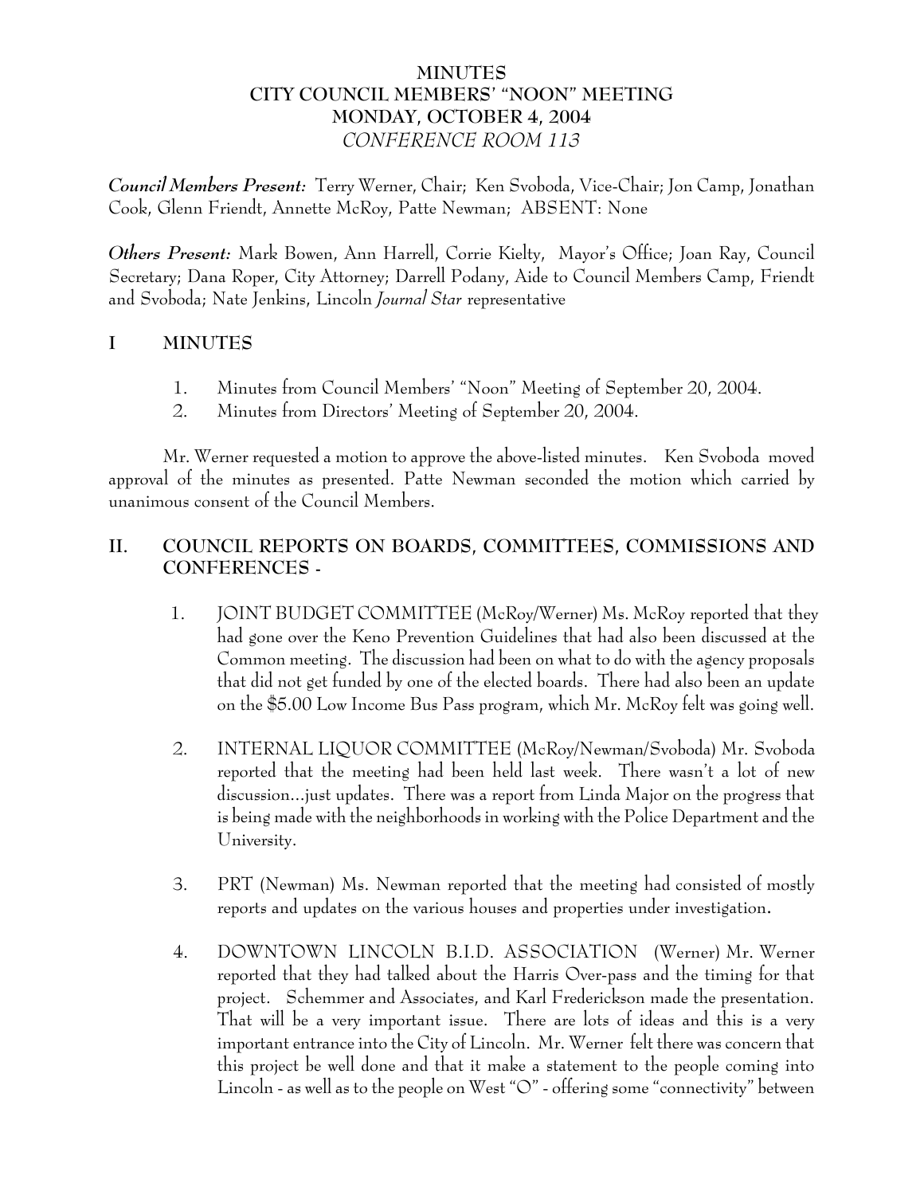# MINUTES
# CITY COUNCIL MEMBERS' "NOON" MEETING
# MONDAY, OCTOBER 4, 2004
# *CONFERENCE ROOM 113*

***Council Members Present:*** Terry Werner, Chair; Ken Svoboda, Vice-Chair; Jon Camp, Jonathan Cook, Glenn Friendt, Annette McRoy, Patte Newman; ABSENT: None

***Others Present:*** Mark Bowen, Ann Harrell, Corrie Kielty, Mayor's Office; Joan Ray, Council Secretary; Dana Roper, City Attorney; Darrell Podany, Aide to Council Members Camp, Friendt and Svoboda; Nate Jenkins, Lincoln *Journal Star* representative

## I MINUTES

1. Minutes from Council Members' "Noon" Meeting of September 20, 2004.
2. Minutes from Directors' Meeting of September 20, 2004.

Mr. Werner requested a motion to approve the above-listed minutes. Ken Svoboda moved approval of the minutes as presented. Patte Newman seconded the motion which carried by unanimous consent of the Council Members.

## II. COUNCIL REPORTS ON BOARDS, COMMITTEES, COMMISSIONS AND CONFERENCES -

1. JOINT BUDGET COMMITTEE (McRoy/Werner) Ms. McRoy reported that they had gone over the Keno Prevention Guidelines that had also been discussed at the Common meeting. The discussion had been on what to do with the agency proposals that did not get funded by one of the elected boards. There had also been an update on the $5.00 Low Income Bus Pass program, which Mr. McRoy felt was going well.

2. INTERNAL LIQUOR COMMITTEE (McRoy/Newman/Svoboda) Mr. Svoboda reported that the meeting had been held last week. There wasn't a lot of new discussion...just updates. There was a report from Linda Major on the progress that is being made with the neighborhoods in working with the Police Department and the University.

3. PRT (Newman) Ms. Newman reported that the meeting had consisted of mostly reports and updates on the various houses and properties under investigation.

4. DOWNTOWN LINCOLN B.I.D. ASSOCIATION (Werner) Mr. Werner reported that they had talked about the Harris Over-pass and the timing for that project. Schemmer and Associates, and Karl Frederickson made the presentation. That will be a very important issue. There are lots of ideas and this is a very important entrance into the City of Lincoln. Mr. Werner felt there was concern that this project be well done and that it make a statement to the people coming into Lincoln - as well as to the people on West "O" - offering some "connectivity" between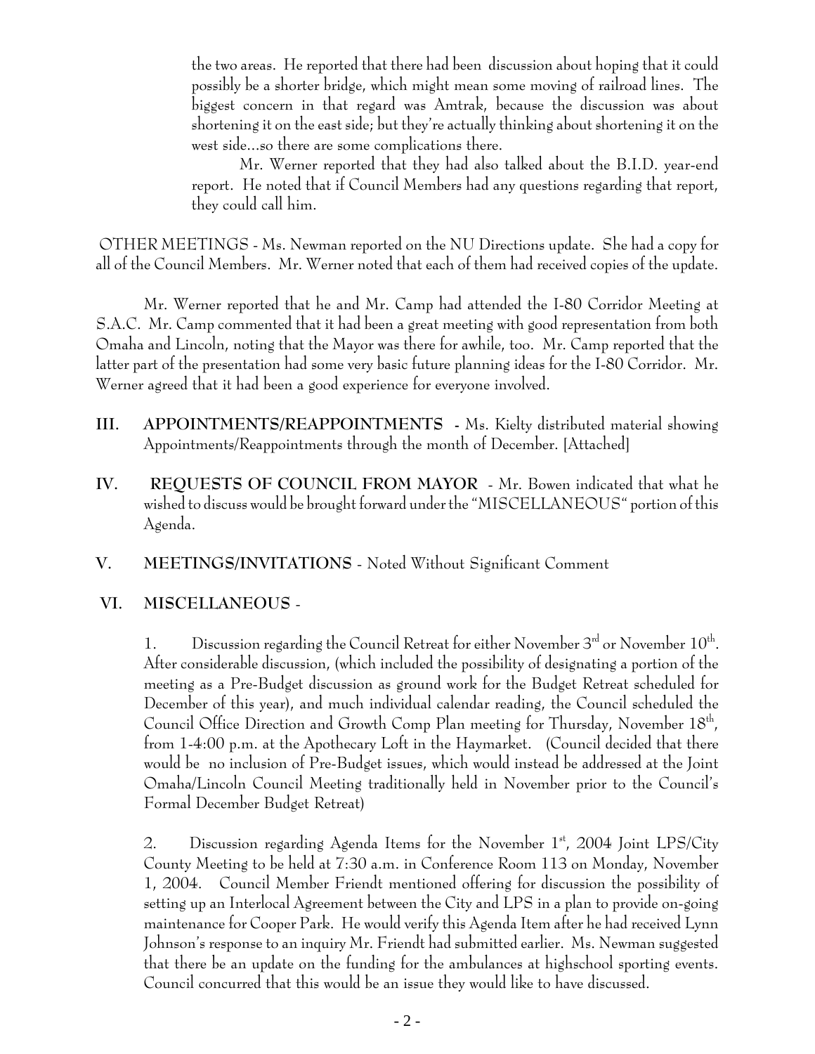the two areas. He reported that there had been discussion about hoping that it could possibly be a shorter bridge, which might mean some moving of railroad lines. The biggest concern in that regard was Amtrak, because the discussion was about shortening it on the east side; but they're actually thinking about shortening it on the west side...so there are some complications there.

Mr. Werner reported that they had also talked about the B.I.D. year-end report. He noted that if Council Members had any questions regarding that report, they could call him.

OTHER MEETINGS - Ms. Newman reported on the NU Directions update. She had a copy for all of the Council Members. Mr. Werner noted that each of them had received copies of the update.

Mr. Werner reported that he and Mr. Camp had attended the I-80 Corridor Meeting at S.A.C. Mr. Camp commented that it had been a great meeting with good representation from both Omaha and Lincoln, noting that the Mayor was there for awhile, too. Mr. Camp reported that the latter part of the presentation had some very basic future planning ideas for the I-80 Corridor. Mr. Werner agreed that it had been a good experience for everyone involved.

**III. APPOINTMENTS/REAPPOINTMENTS** - Ms. Kielty distributed material showing Appointments/Reappointments through the month of December. [Attached]

**IV. REQUESTS OF COUNCIL FROM MAYOR** - Mr. Bowen indicated that what he wished to discuss would be brought forward under the "MISCELLANEOUS" portion of this Agenda.

**V. MEETINGS/INVITATIONS** - Noted Without Significant Comment

**VI. MISCELLANEOUS** -

1. Discussion regarding the Council Retreat for either November 3rd or November 10th. After considerable discussion, (which included the possibility of designating a portion of the meeting as a Pre-Budget discussion as ground work for the Budget Retreat scheduled for December of this year), and much individual calendar reading, the Council scheduled the Council Office Direction and Growth Comp Plan meeting for Thursday, November 18th, from 1-4:00 p.m. at the Apothecary Loft in the Haymarket. (Council decided that there would be no inclusion of Pre-Budget issues, which would instead be addressed at the Joint Omaha/Lincoln Council Meeting traditionally held in November prior to the Council's Formal December Budget Retreat)

2. Discussion regarding Agenda Items for the November 1st, 2004 Joint LPS/City County Meeting to be held at 7:30 a.m. in Conference Room 113 on Monday, November 1, 2004. Council Member Friendt mentioned offering for discussion the possibility of setting up an Interlocal Agreement between the City and LPS in a plan to provide on-going maintenance for Cooper Park. He would verify this Agenda Item after he had received Lynn Johnson's response to an inquiry Mr. Friendt had submitted earlier. Ms. Newman suggested that there be an update on the funding for the ambulances at highschool sporting events. Council concurred that this would be an issue they would like to have discussed.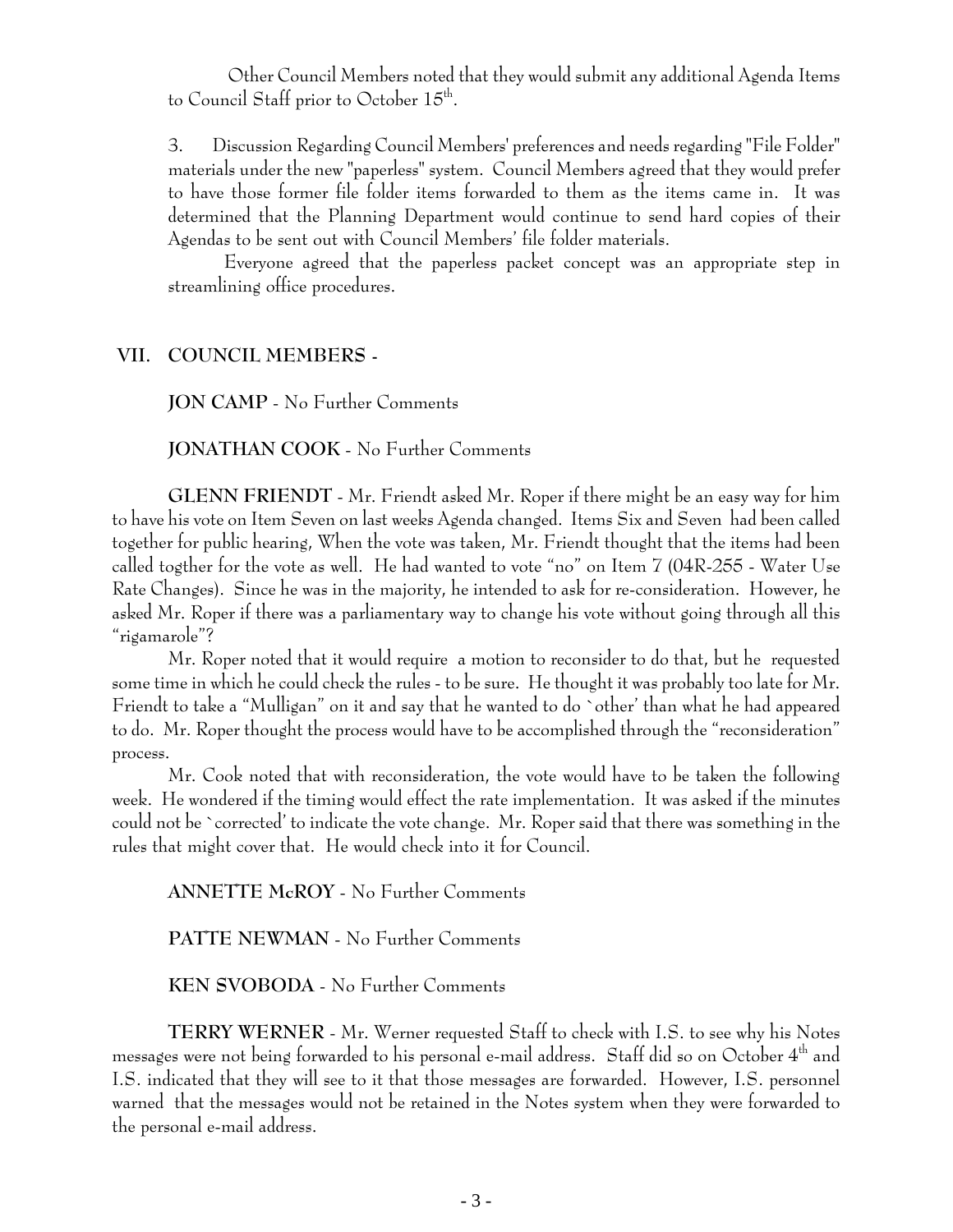Other Council Members noted that they would submit any additional Agenda Items to Council Staff prior to October 15th.

3. Discussion Regarding Council Members' preferences and needs regarding "File Folder" materials under the new "paperless" system. Council Members agreed that they would prefer to have those former file folder items forwarded to them as the items came in. It was determined that the Planning Department would continue to send hard copies of their Agendas to be sent out with Council Members' file folder materials.

Everyone agreed that the paperless packet concept was an appropriate step in streamlining office procedures.

## VII. COUNCIL MEMBERS -

**JON CAMP** - No Further Comments

**JONATHAN COOK** - No Further Comments

**GLENN FRIENDT** - Mr. Friendt asked Mr. Roper if there might be an easy way for him to have his vote on Item Seven on last weeks Agenda changed. Items Six and Seven had been called together for public hearing, When the vote was taken, Mr. Friendt thought that the items had been called togther for the vote as well. He had wanted to vote "no" on Item 7 (04R-255 - Water Use Rate Changes). Since he was in the majority, he intended to ask for re-consideration. However, he asked Mr. Roper if there was a parliamentary way to change his vote without going through all this "rigamarole"?

Mr. Roper noted that it would require a motion to reconsider to do that, but he requested some time in which he could check the rules - to be sure. He thought it was probably too late for Mr. Friendt to take a "Mulligan" on it and say that he wanted to do `other' than what he had appeared to do. Mr. Roper thought the process would have to be accomplished through the "reconsideration" process.

Mr. Cook noted that with reconsideration, the vote would have to be taken the following week. He wondered if the timing would effect the rate implementation. It was asked if the minutes could not be `corrected' to indicate the vote change. Mr. Roper said that there was something in the rules that might cover that. He would check into it for Council.

**ANNETTE McROY** - No Further Comments

**PATTE NEWMAN** - No Further Comments

**KEN SVOBODA** - No Further Comments

**TERRY WERNER** - Mr. Werner requested Staff to check with I.S. to see why his Notes messages were not being forwarded to his personal e-mail address. Staff did so on October 4th and I.S. indicated that they will see to it that those messages are forwarded. However, I.S. personnel warned that the messages would not be retained in the Notes system when they were forwarded to the personal e-mail address.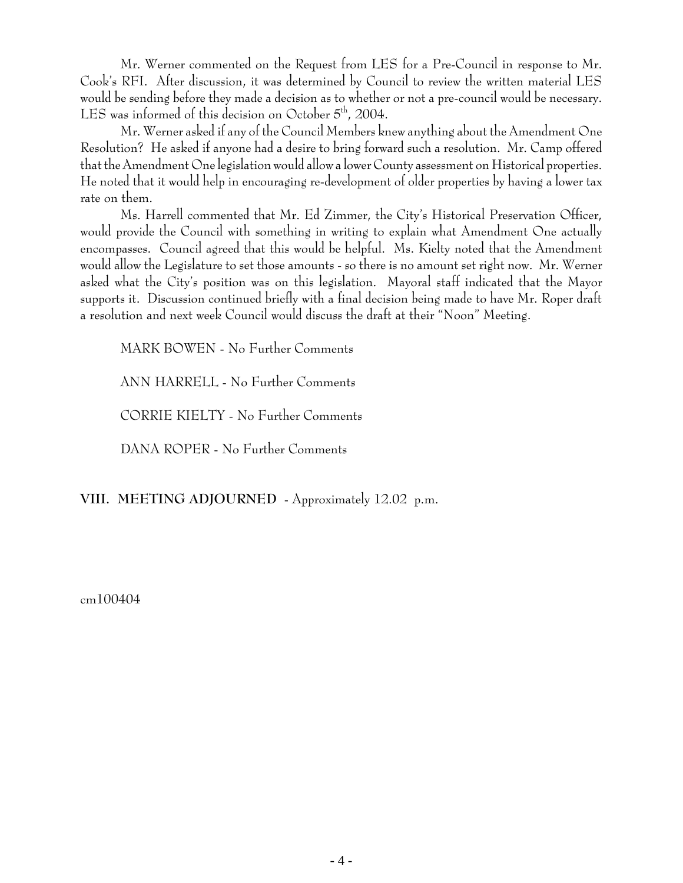Mr. Werner commented on the Request from LES for a Pre-Council in response to Mr. Cook's RFI. After discussion, it was determined by Council to review the written material LES would be sending before they made a decision as to whether or not a pre-council would be necessary. LES was informed of this decision on October 5th, 2004.

Mr. Werner asked if any of the Council Members knew anything about the Amendment One Resolution? He asked if anyone had a desire to bring forward such a resolution. Mr. Camp offered that the Amendment One legislation would allow a lower County assessment on Historical properties. He noted that it would help in encouraging re-development of older properties by having a lower tax rate on them.

Ms. Harrell commented that Mr. Ed Zimmer, the City's Historical Preservation Officer, would provide the Council with something in writing to explain what Amendment One actually encompasses. Council agreed that this would be helpful. Ms. Kielty noted that the Amendment would allow the Legislature to set those amounts - so there is no amount set right now. Mr. Werner asked what the City's position was on this legislation. Mayoral staff indicated that the Mayor supports it. Discussion continued briefly with a final decision being made to have Mr. Roper draft a resolution and next week Council would discuss the draft at their "Noon" Meeting.

MARK BOWEN - No Further Comments

ANN HARRELL - No Further Comments

CORRIE KIELTY - No Further Comments

DANA ROPER - No Further Comments

**VIII. MEETING ADJOURNED** - Approximately 12.02 p.m.

cm100404